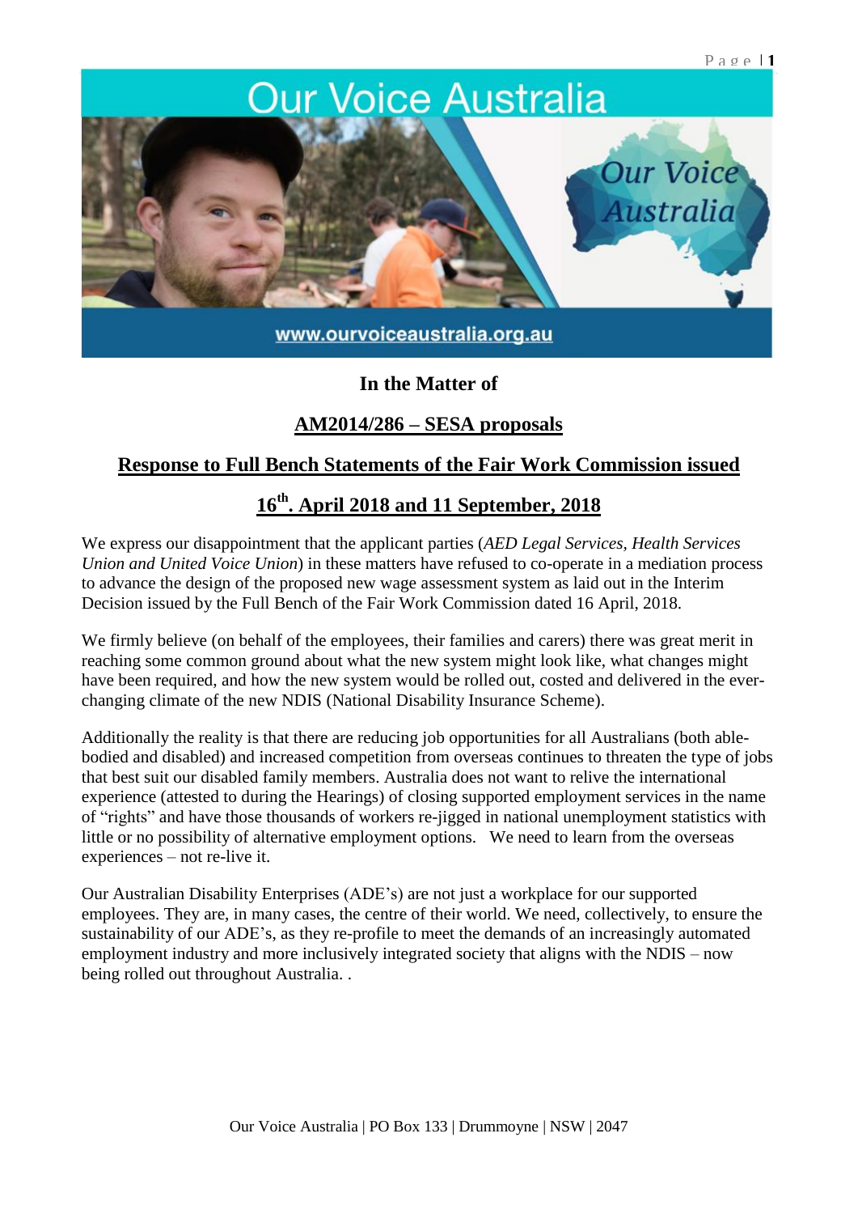# Our Voice Australia

www.ourvoiceaustralia.org.au

**In the Matter of**

**AM2014/286 – SESA proposals**

**Response to Full Bench Statements of the Fair Work Commission issued**

**16th. April 2018 and 11 September, 2018**

We express our disappointment that the applicant parties (*AED Legal Services, Health Services Union and United Voice Union*) in these matters have refused to co-operate in a mediation process to advance the design of the proposed new wage assessment system as laid out in the Interim Decision issued by the Full Bench of the Fair Work Commission dated 16 April, 2018.

We firmly believe (on behalf of the employees, their families and carers) there was great merit in reaching some common ground about what the new system might look like, what changes might have been required, and how the new system would be rolled out, costed and delivered in the ever-changing climate of the new NDIS (National Disability Insurance Scheme).

Additionally the reality is that there are reducing job opportunities for all Australians (both able-bodied and disabled) and increased competition from overseas continues to threaten the type of jobs that best suit our disabled family members. Australia does not want to relive the international experience (attested to during the Hearings) of closing supported employment services in the name of "rights" and have those thousands of workers re-jigged in national unemployment statistics with little or no possibility of alternative employment options. We need to learn from the overseas experiences – not re-live it.

Our Australian Disability Enterprises (ADE's) are not just a workplace for our supported employees. They are, in many cases, the centre of their world. We need, collectively, to ensure the sustainability of our ADE's, as they re-profile to meet the demands of an increasingly automated employment industry and more inclusively integrated society that aligns with the NDIS – now being rolled out throughout Australia. .

Our Voice Australia | PO Box 133 | Drummoyne | NSW | 2047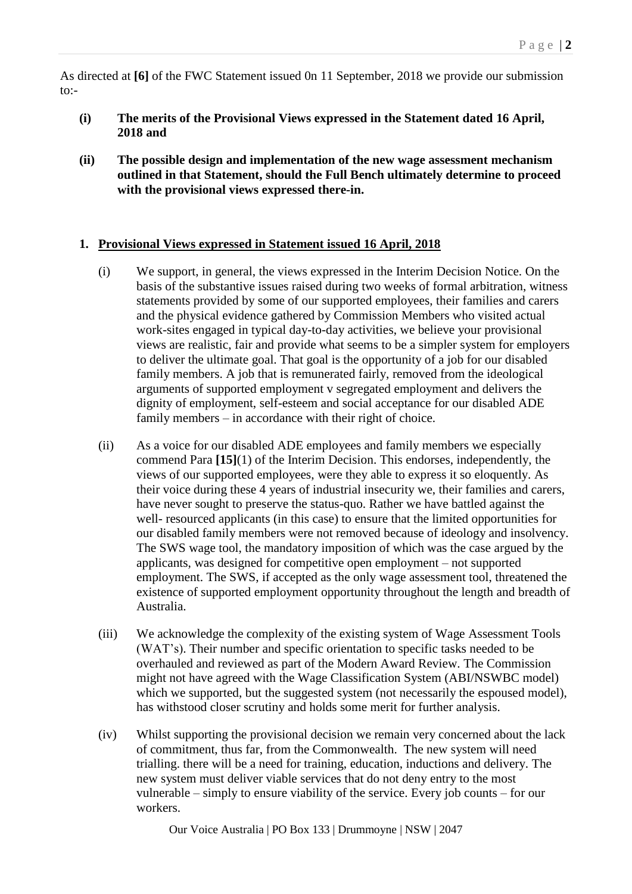As directed at **[6]** of the FWC Statement issued 0n 11 September, 2018 we provide our submission to:-

- **(i) The merits of the Provisional Views expressed in the Statement dated 16 April, 2018 and**
- **(ii) The possible design and implementation of the new wage assessment mechanism outlined in that Statement, should the Full Bench ultimately determine to proceed with the provisional views expressed there-in.**

**1. Provisional Views expressed in Statement issued 16 April, 2018**

(i) We support, in general, the views expressed in the Interim Decision Notice. On the basis of the substantive issues raised during two weeks of formal arbitration, witness statements provided by some of our supported employees, their families and carers and the physical evidence gathered by Commission Members who visited actual work-sites engaged in typical day-to-day activities, we believe your provisional views are realistic, fair and provide what seems to be a simpler system for employers to deliver the ultimate goal. That goal is the opportunity of a job for our disabled family members. A job that is remunerated fairly, removed from the ideological arguments of supported employment v segregated employment and delivers the dignity of employment, self-esteem and social acceptance for our disabled ADE family members – in accordance with their right of choice.

(ii) As a voice for our disabled ADE employees and family members we especially commend Para **[15]**(1) of the Interim Decision. This endorses, independently, the views of our supported employees, were they able to express it so eloquently. As their voice during these 4 years of industrial insecurity we, their families and carers, have never sought to preserve the status-quo. Rather we have battled against the well- resourced applicants (in this case) to ensure that the limited opportunities for our disabled family members were not removed because of ideology and insolvency. The SWS wage tool, the mandatory imposition of which was the case argued by the applicants, was designed for competitive open employment – not supported employment. The SWS, if accepted as the only wage assessment tool, threatened the existence of supported employment opportunity throughout the length and breadth of Australia.

(iii) We acknowledge the complexity of the existing system of Wage Assessment Tools (WAT's). Their number and specific orientation to specific tasks needed to be overhauled and reviewed as part of the Modern Award Review. The Commission might not have agreed with the Wage Classification System (ABI/NSWBC model) which we supported, but the suggested system (not necessarily the espoused model), has withstood closer scrutiny and holds some merit for further analysis.

(iv) Whilst supporting the provisional decision we remain very concerned about the lack of commitment, thus far, from the Commonwealth. The new system will need trialling. there will be a need for training, education, inductions and delivery. The new system must deliver viable services that do not deny entry to the most vulnerable – simply to ensure viability of the service. Every job counts – for our workers.

Our Voice Australia | PO Box 133 | Drummoyne | NSW | 2047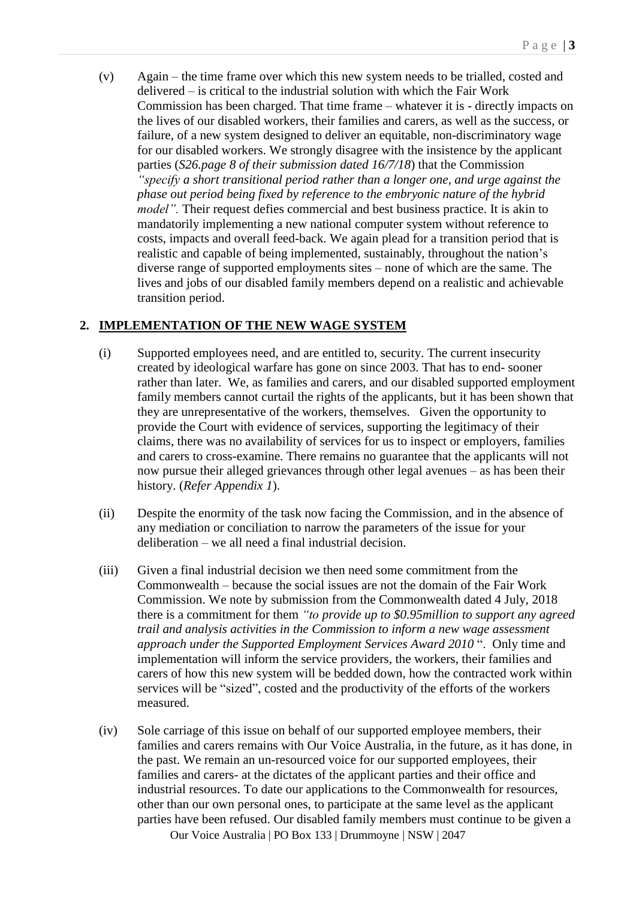(v) Again – the time frame over which this new system needs to be trialled, costed and delivered – is critical to the industrial solution with which the Fair Work Commission has been charged. That time frame – whatever it is - directly impacts on the lives of our disabled workers, their families and carers, as well as the success, or failure, of a new system designed to deliver an equitable, non-discriminatory wage for our disabled workers. We strongly disagree with the insistence by the applicant parties (*S26.page 8 of their submission dated 16/7/18*) that the Commission *"specify a short transitional period rather than a longer one, and urge against the phase out period being fixed by reference to the embryonic nature of the hybrid model".* Their request defies commercial and best business practice. It is akin to mandatorily implementing a new national computer system without reference to costs, impacts and overall feed-back. We again plead for a transition period that is realistic and capable of being implemented, sustainably, throughout the nation's diverse range of supported employments sites – none of which are the same. The lives and jobs of our disabled family members depend on a realistic and achievable transition period.

## 2. IMPLEMENTATION OF THE NEW WAGE SYSTEM

(i) Supported employees need, and are entitled to, security. The current insecurity created by ideological warfare has gone on since 2003. That has to end- sooner rather than later. We, as families and carers, and our disabled supported employment family members cannot curtail the rights of the applicants, but it has been shown that they are unrepresentative of the workers, themselves. Given the opportunity to provide the Court with evidence of services, supporting the legitimacy of their claims, there was no availability of services for us to inspect or employers, families and carers to cross-examine. There remains no guarantee that the applicants will not now pursue their alleged grievances through other legal avenues – as has been their history. (*Refer Appendix 1*).

(ii) Despite the enormity of the task now facing the Commission, and in the absence of any mediation or conciliation to narrow the parameters of the issue for your deliberation – we all need a final industrial decision.

(iii) Given a final industrial decision we then need some commitment from the Commonwealth – because the social issues are not the domain of the Fair Work Commission. We note by submission from the Commonwealth dated 4 July, 2018 there is a commitment for them *"to provide up to $0.95million to support any agreed trail and analysis activities in the Commission to inform a new wage assessment approach under the Supported Employment Services Award 2010* ". Only time and implementation will inform the service providers, the workers, their families and carers of how this new system will be bedded down, how the contracted work within services will be "sized", costed and the productivity of the efforts of the workers measured.

(iv) Sole carriage of this issue on behalf of our supported employee members, their families and carers remains with Our Voice Australia, in the future, as it has done, in the past. We remain an un-resourced voice for our supported employees, their families and carers- at the dictates of the applicant parties and their office and industrial resources. To date our applications to the Commonwealth for resources, other than our own personal ones, to participate at the same level as the applicant parties have been refused. Our disabled family members must continue to be given a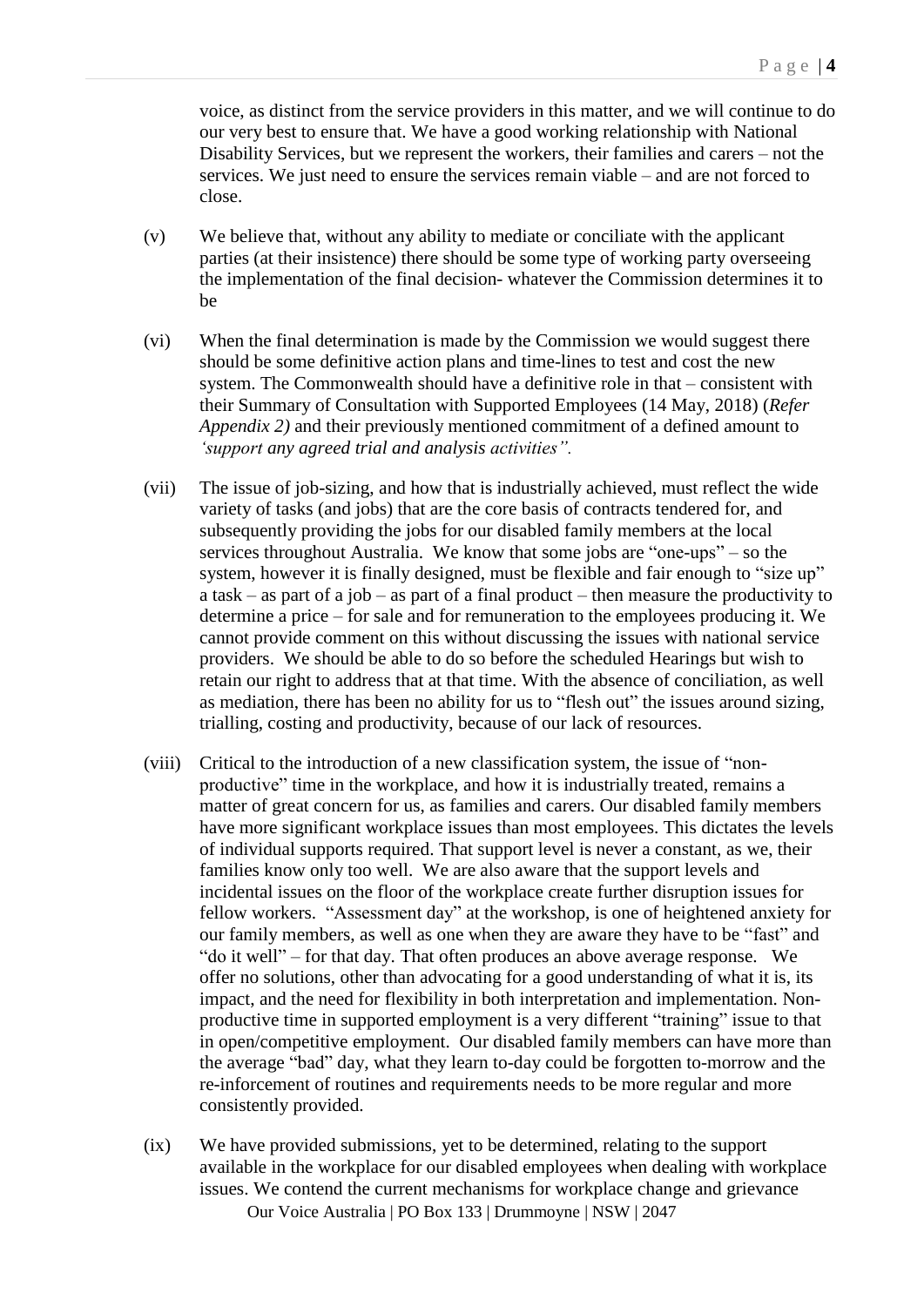voice, as distinct from the service providers in this matter, and we will continue to do our very best to ensure that. We have a good working relationship with National Disability Services, but we represent the workers, their families and carers – not the services. We just need to ensure the services remain viable – and are not forced to close.

(v) We believe that, without any ability to mediate or conciliate with the applicant parties (at their insistence) there should be some type of working party overseeing the implementation of the final decision- whatever the Commission determines it to be

(vi) When the final determination is made by the Commission we would suggest there should be some definitive action plans and time-lines to test and cost the new system. The Commonwealth should have a definitive role in that – consistent with their Summary of Consultation with Supported Employees (14 May, 2018) (*Refer Appendix 2)* and their previously mentioned commitment of a defined amount to *'support any agreed trial and analysis activities".*

(vii) The issue of job-sizing, and how that is industrially achieved, must reflect the wide variety of tasks (and jobs) that are the core basis of contracts tendered for, and subsequently providing the jobs for our disabled family members at the local services throughout Australia. We know that some jobs are "one-ups" – so the system, however it is finally designed, must be flexible and fair enough to "size up" a task – as part of a job – as part of a final product – then measure the productivity to determine a price – for sale and for remuneration to the employees producing it. We cannot provide comment on this without discussing the issues with national service providers. We should be able to do so before the scheduled Hearings but wish to retain our right to address that at that time. With the absence of conciliation, as well as mediation, there has been no ability for us to "flesh out" the issues around sizing, trialling, costing and productivity, because of our lack of resources.

(viii) Critical to the introduction of a new classification system, the issue of "non-productive" time in the workplace, and how it is industrially treated, remains a matter of great concern for us, as families and carers. Our disabled family members have more significant workplace issues than most employees. This dictates the levels of individual supports required. That support level is never a constant, as we, their families know only too well. We are also aware that the support levels and incidental issues on the floor of the workplace create further disruption issues for fellow workers. "Assessment day" at the workshop, is one of heightened anxiety for our family members, as well as one when they are aware they have to be "fast" and "do it well" – for that day. That often produces an above average response. We offer no solutions, other than advocating for a good understanding of what it is, its impact, and the need for flexibility in both interpretation and implementation. Non-productive time in supported employment is a very different "training" issue to that in open/competitive employment. Our disabled family members can have more than the average "bad" day, what they learn to-day could be forgotten to-morrow and the re-inforcement of routines and requirements needs to be more regular and more consistently provided.

(ix) We have provided submissions, yet to be determined, relating to the support available in the workplace for our disabled employees when dealing with workplace issues. We contend the current mechanisms for workplace change and grievance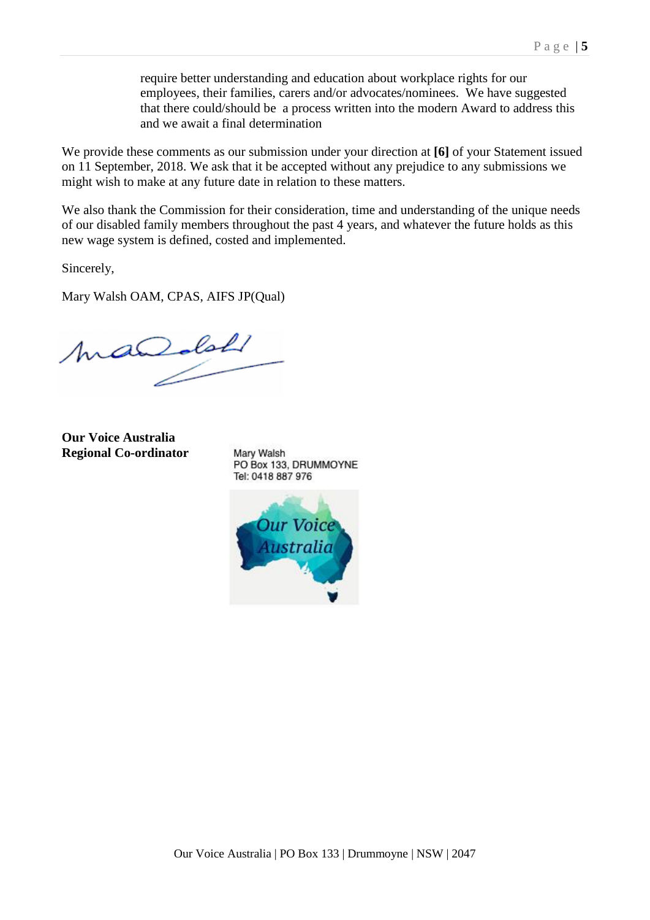require better understanding and education about workplace rights for our employees, their families, carers and/or advocates/nominees. We have suggested that there could/should be a process written into the modern Award to address this and we await a final determination

We provide these comments as our submission under your direction at **[6]** of your Statement issued on 11 September, 2018. We ask that it be accepted without any prejudice to any submissions we might wish to make at any future date in relation to these matters.

We also thank the Commission for their consideration, time and understanding of the unique needs of our disabled family members throughout the past 4 years, and whatever the future holds as this new wage system is defined, costed and implemented.

Sincerely,

Mary Walsh OAM, CPAS, AIFS JP(Qual)

**Our Voice Australia**
**Regional Co-ordinator**

Mary Walsh
PO Box 133, DRUMMOYNE
Tel: 0418 887 976

Our Voice Australia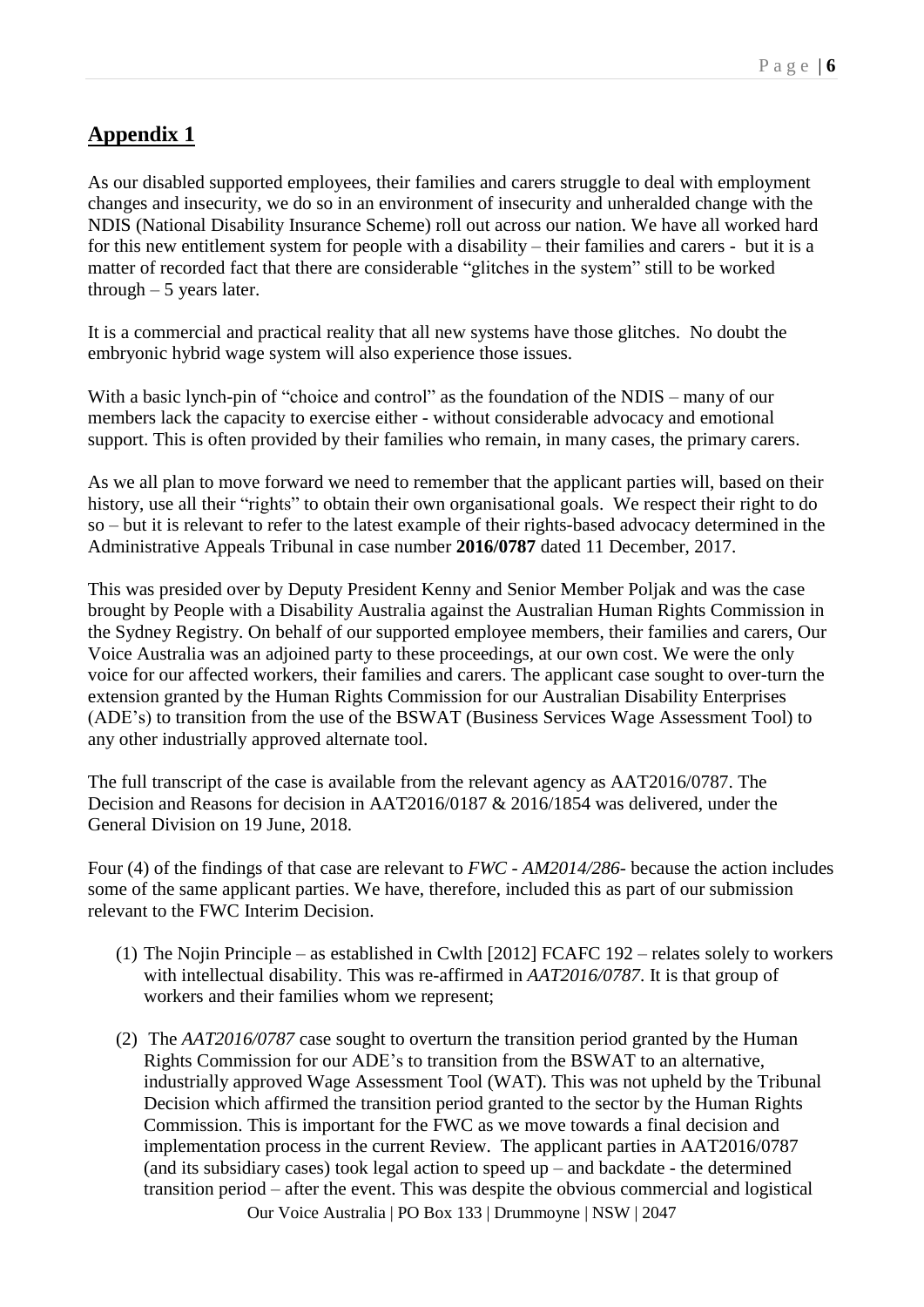## Appendix 1

As our disabled supported employees, their families and carers struggle to deal with employment changes and insecurity, we do so in an environment of insecurity and unheralded change with the NDIS (National Disability Insurance Scheme) roll out across our nation. We have all worked hard for this new entitlement system for people with a disability – their families and carers - but it is a matter of recorded fact that there are considerable "glitches in the system" still to be worked through – 5 years later.

It is a commercial and practical reality that all new systems have those glitches. No doubt the embryonic hybrid wage system will also experience those issues.

With a basic lynch-pin of "choice and control" as the foundation of the NDIS – many of our members lack the capacity to exercise either - without considerable advocacy and emotional support. This is often provided by their families who remain, in many cases, the primary carers.

As we all plan to move forward we need to remember that the applicant parties will, based on their history, use all their "rights" to obtain their own organisational goals. We respect their right to do so – but it is relevant to refer to the latest example of their rights-based advocacy determined in the Administrative Appeals Tribunal in case number **2016/0787** dated 11 December, 2017.

This was presided over by Deputy President Kenny and Senior Member Poljak and was the case brought by People with a Disability Australia against the Australian Human Rights Commission in the Sydney Registry. On behalf of our supported employee members, their families and carers, Our Voice Australia was an adjoined party to these proceedings, at our own cost. We were the only voice for our affected workers, their families and carers. The applicant case sought to over-turn the extension granted by the Human Rights Commission for our Australian Disability Enterprises (ADE's) to transition from the use of the BSWAT (Business Services Wage Assessment Tool) to any other industrially approved alternate tool.

The full transcript of the case is available from the relevant agency as AAT2016/0787. The Decision and Reasons for decision in AAT2016/0187 & 2016/1854 was delivered, under the General Division on 19 June, 2018.

Four (4) of the findings of that case are relevant to *FWC - AM2014/286-* because the action includes some of the same applicant parties. We have, therefore, included this as part of our submission relevant to the FWC Interim Decision.

(1) The Nojin Principle – as established in Cwlth [2012] FCAFC 192 – relates solely to workers with intellectual disability. This was re-affirmed in *AAT2016/0787*. It is that group of workers and their families whom we represent;

(2) The *AAT2016/0787* case sought to overturn the transition period granted by the Human Rights Commission for our ADE's to transition from the BSWAT to an alternative, industrially approved Wage Assessment Tool (WAT). This was not upheld by the Tribunal Decision which affirmed the transition period granted to the sector by the Human Rights Commission. This is important for the FWC as we move towards a final decision and implementation process in the current Review. The applicant parties in AAT2016/0787 (and its subsidiary cases) took legal action to speed up – and backdate - the determined transition period – after the event. This was despite the obvious commercial and logistical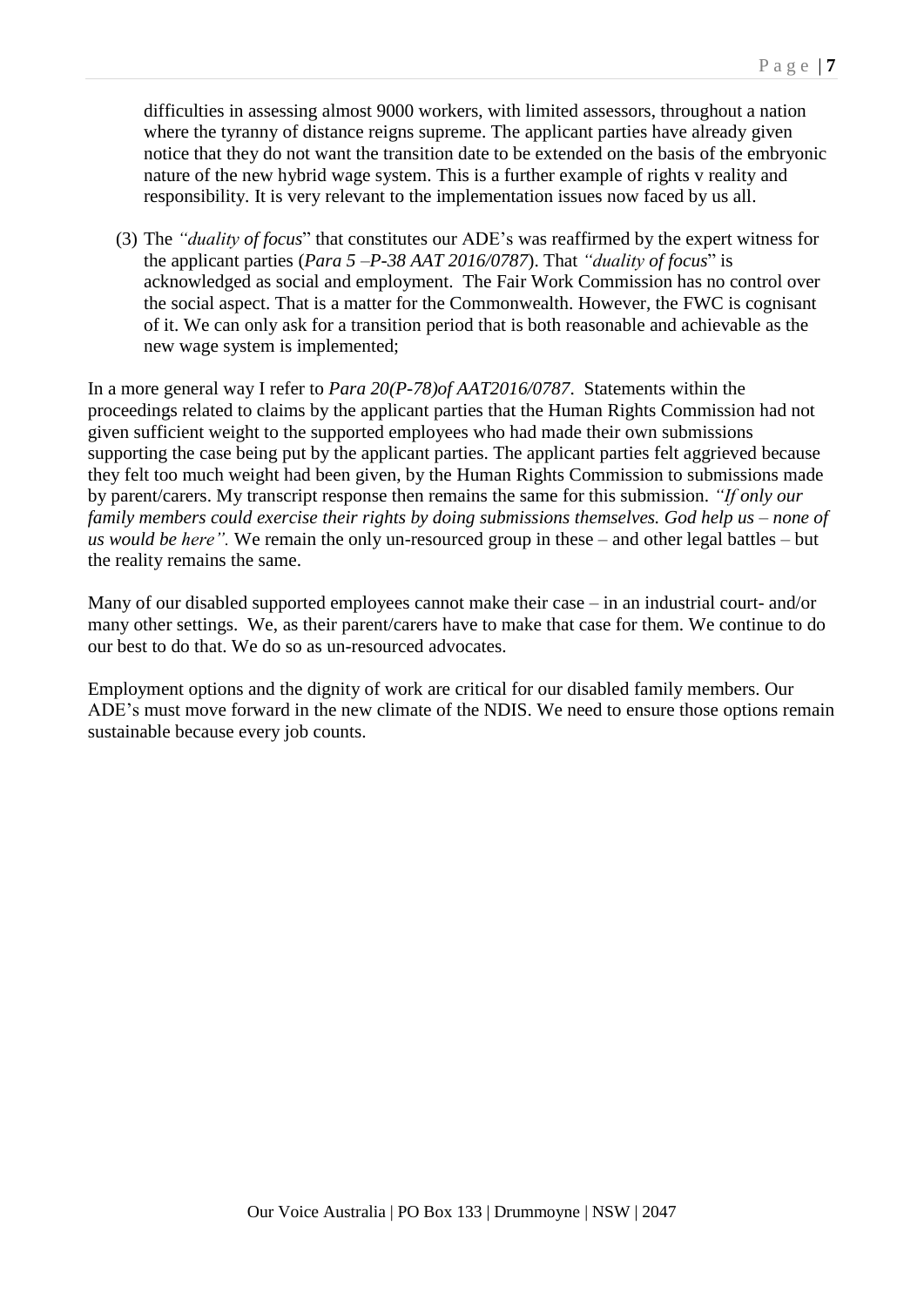difficulties in assessing almost 9000 workers, with limited assessors, throughout a nation where the tyranny of distance reigns supreme. The applicant parties have already given notice that they do not want the transition date to be extended on the basis of the embryonic nature of the new hybrid wage system. This is a further example of rights v reality and responsibility. It is very relevant to the implementation issues now faced by us all.

(3) The *"duality of focus*" that constitutes our ADE's was reaffirmed by the expert witness for the applicant parties (*Para 5 –P-38 AAT 2016/0787*). That *"duality of focus*" is acknowledged as social and employment. The Fair Work Commission has no control over the social aspect. That is a matter for the Commonwealth. However, the FWC is cognisant of it. We can only ask for a transition period that is both reasonable and achievable as the new wage system is implemented;

In a more general way I refer to *Para 20(P-78)of AAT2016/0787*. Statements within the proceedings related to claims by the applicant parties that the Human Rights Commission had not given sufficient weight to the supported employees who had made their own submissions supporting the case being put by the applicant parties. The applicant parties felt aggrieved because they felt too much weight had been given, by the Human Rights Commission to submissions made by parent/carers. My transcript response then remains the same for this submission. *"If only our family members could exercise their rights by doing submissions themselves. God help us – none of us would be here".* We remain the only un-resourced group in these – and other legal battles – but the reality remains the same.

Many of our disabled supported employees cannot make their case – in an industrial court- and/or many other settings. We, as their parent/carers have to make that case for them. We continue to do our best to do that. We do so as un-resourced advocates.

Employment options and the dignity of work are critical for our disabled family members. Our ADE's must move forward in the new climate of the NDIS. We need to ensure those options remain sustainable because every job counts.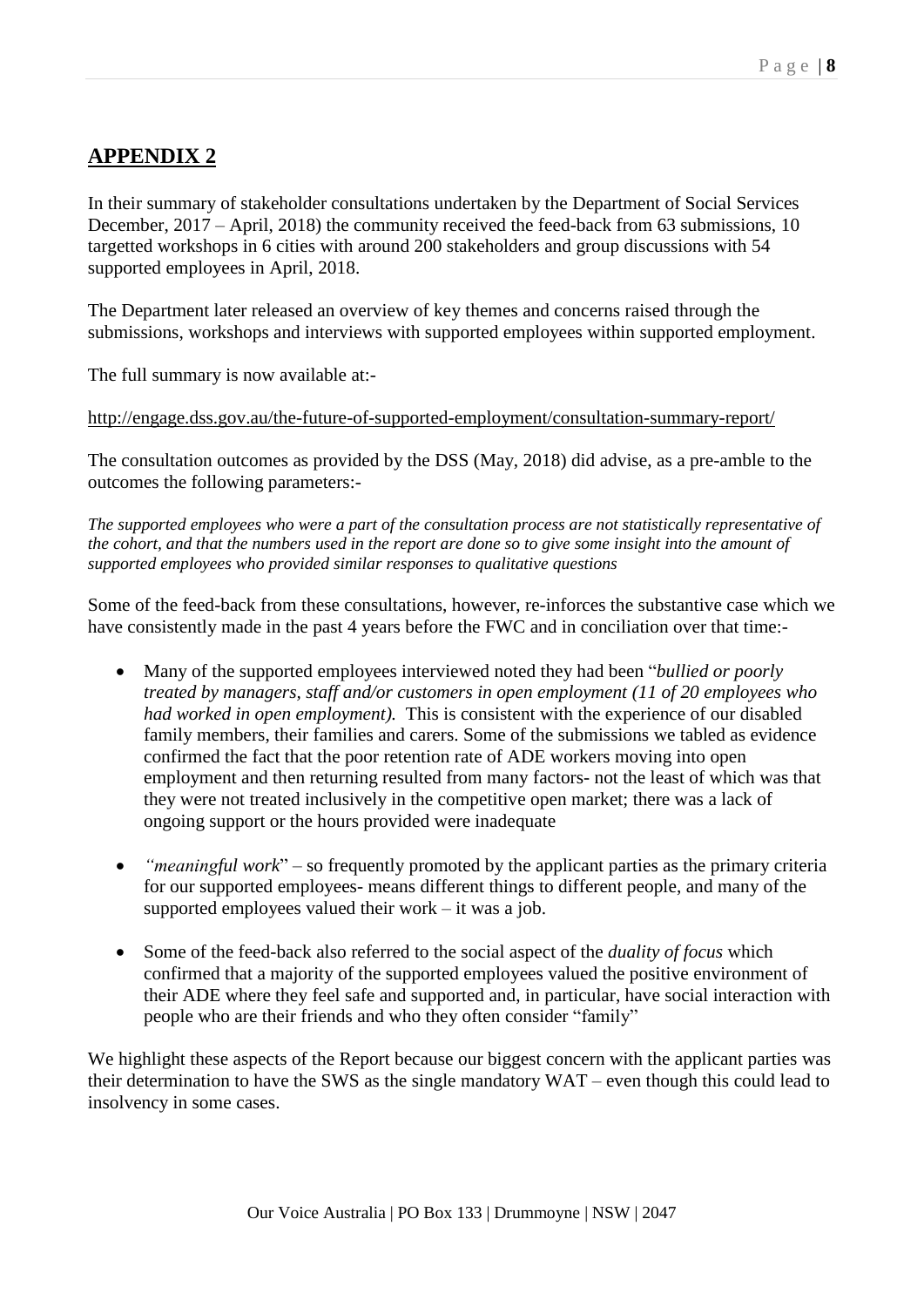## APPENDIX 2

In their summary of stakeholder consultations undertaken by the Department of Social Services December, 2017 – April, 2018) the community received the feed-back from 63 submissions, 10 targetted workshops in 6 cities with around 200 stakeholders and group discussions with 54 supported employees in April, 2018.

The Department later released an overview of key themes and concerns raised through the submissions, workshops and interviews with supported employees within supported employment.

The full summary is now available at:-

http://engage.dss.gov.au/the-future-of-supported-employment/consultation-summary-report/

The consultation outcomes as provided by the DSS (May, 2018) did advise, as a pre-amble to the outcomes the following parameters:-

*The supported employees who were a part of the consultation process are not statistically representative of the cohort, and that the numbers used in the report are done so to give some insight into the amount of supported employees who provided similar responses to qualitative questions*

Some of the feed-back from these consultations, however, re-inforces the substantive case which we have consistently made in the past 4 years before the FWC and in conciliation over that time:-

- Many of the supported employees interviewed noted they had been "*bullied or poorly treated by managers, staff and/or customers in open employment (11 of 20 employees who had worked in open employment).* This is consistent with the experience of our disabled family members, their families and carers. Some of the submissions we tabled as evidence confirmed the fact that the poor retention rate of ADE workers moving into open employment and then returning resulted from many factors- not the least of which was that they were not treated inclusively in the competitive open market; there was a lack of ongoing support or the hours provided were inadequate
- *"meaningful work*" – so frequently promoted by the applicant parties as the primary criteria for our supported employees- means different things to different people, and many of the supported employees valued their work – it was a job.
- Some of the feed-back also referred to the social aspect of the *duality of focus* which confirmed that a majority of the supported employees valued the positive environment of their ADE where they feel safe and supported and, in particular, have social interaction with people who are their friends and who they often consider "family"

We highlight these aspects of the Report because our biggest concern with the applicant parties was their determination to have the SWS as the single mandatory WAT – even though this could lead to insolvency in some cases.